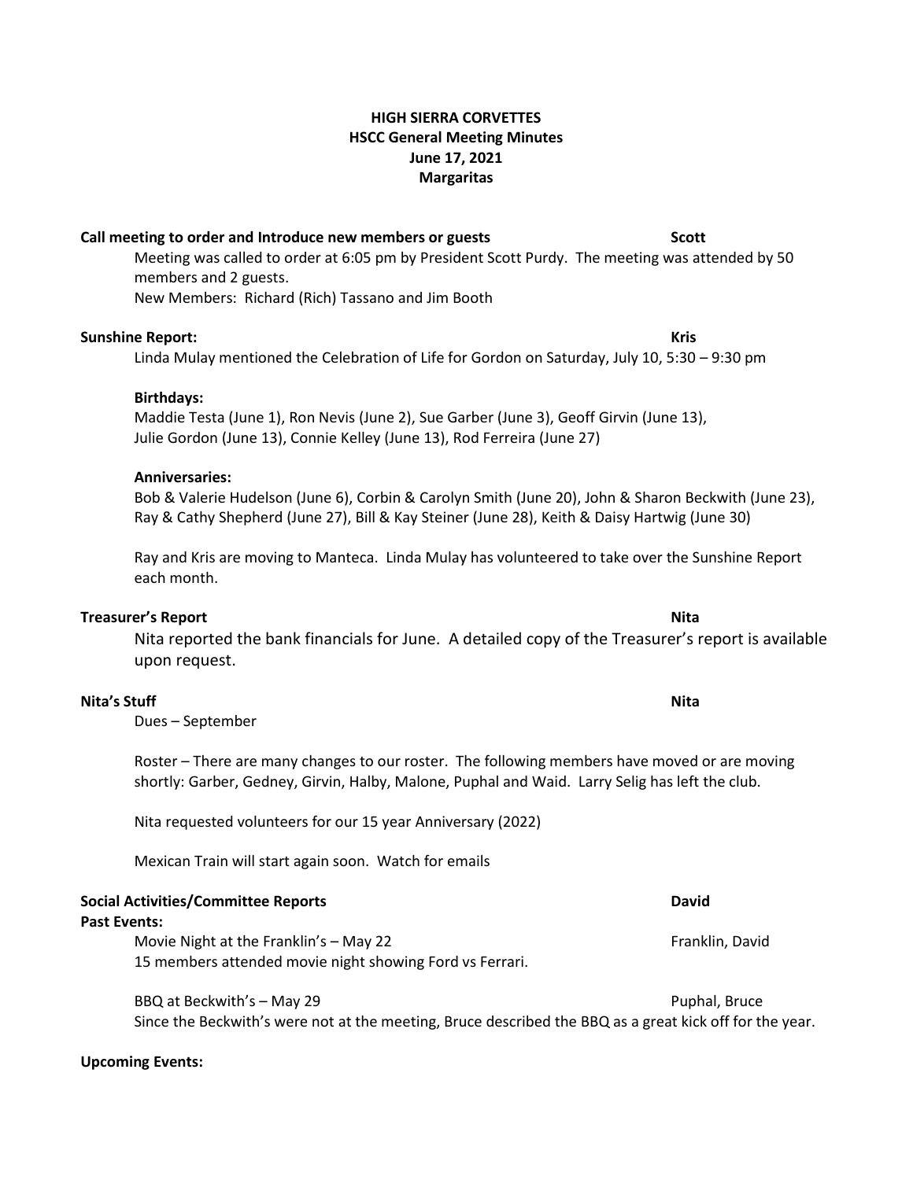**HIGH SIERRA CORVETTES**
**HSCC General Meeting Minutes**
**June 17, 2021**
**Margaritas**

**Call meeting to order and Introduce new members or guests** **Scott**

Meeting was called to order at 6:05 pm by President Scott Purdy. The meeting was attended by 50 members and 2 guests.

New Members: Richard (Rich) Tassano and Jim Booth

**Sunshine Report:** **Kris**

Linda Mulay mentioned the Celebration of Life for Gordon on Saturday, July 10, 5:30 – 9:30 pm

**Birthdays:**

Maddie Testa (June 1), Ron Nevis (June 2), Sue Garber (June 3), Geoff Girvin (June 13), Julie Gordon (June 13), Connie Kelley (June 13), Rod Ferreira (June 27)

**Anniversaries:**

Bob & Valerie Hudelson (June 6), Corbin & Carolyn Smith (June 20), John & Sharon Beckwith (June 23), Ray & Cathy Shepherd (June 27), Bill & Kay Steiner (June 28), Keith & Daisy Hartwig (June 30)

Ray and Kris are moving to Manteca. Linda Mulay has volunteered to take over the Sunshine Report each month.

**Treasurer's Report** **Nita**

Nita reported the bank financials for June. A detailed copy of the Treasurer's report is available upon request.

**Nita's Stuff** **Nita**

Dues – September

Roster – There are many changes to our roster. The following members have moved or are moving shortly: Garber, Gedney, Girvin, Halby, Malone, Puphal and Waid. Larry Selig has left the club.

Nita requested volunteers for our 15 year Anniversary (2022)

Mexican Train will start again soon. Watch for emails

**Social Activities/Committee Reports** **David**

**Past Events:**

Movie Night at the Franklin's – May 22 — Franklin, David

15 members attended movie night showing Ford vs Ferrari.

BBQ at Beckwith's – May 29 — Puphal, Bruce

Since the Beckwith's were not at the meeting, Bruce described the BBQ as a great kick off for the year.

**Upcoming Events:**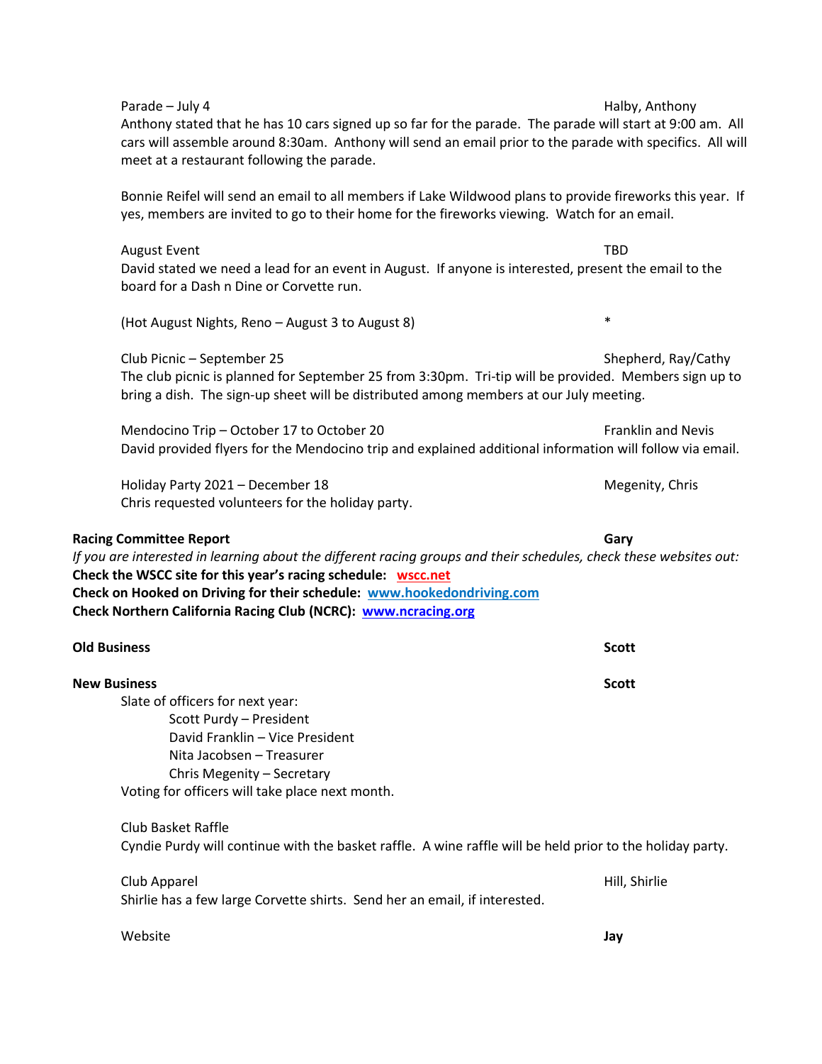Parade – July 4 — Halby, Anthony

Anthony stated that he has 10 cars signed up so far for the parade. The parade will start at 9:00 am. All cars will assemble around 8:30am. Anthony will send an email prior to the parade with specifics. All will meet at a restaurant following the parade.

Bonnie Reifel will send an email to all members if Lake Wildwood plans to provide fireworks this year. If yes, members are invited to go to their home for the fireworks viewing. Watch for an email.

August Event — TBD

David stated we need a lead for an event in August. If anyone is interested, present the email to the board for a Dash n Dine or Corvette run.

(Hot August Nights, Reno – August 3 to August 8) — *

Club Picnic – September 25 — Shepherd, Ray/Cathy

The club picnic is planned for September 25 from 3:30pm. Tri-tip will be provided. Members sign up to bring a dish. The sign-up sheet will be distributed among members at our July meeting.

Mendocino Trip – October 17 to October 20 — Franklin and Nevis

David provided flyers for the Mendocino trip and explained additional information will follow via email.

Holiday Party 2021 – December 18 — Megenity, Chris

Chris requested volunteers for the holiday party.

**Racing Committee Report** — **Gary**

*If you are interested in learning about the different racing groups and their schedules, check these websites out:*

**Check the WSCC site for this year's racing schedule: wscc.net**

**Check on Hooked on Driving for their schedule: www.hookedondriving.com**

**Check Northern California Racing Club (NCRC): www.ncracing.org**

**Old Business** — **Scott**

**New Business** — **Scott**

Slate of officers for next year:

- Scott Purdy – President
- David Franklin – Vice President
- Nita Jacobsen – Treasurer
- Chris Megenity – Secretary

Voting for officers will take place next month.

Club Basket Raffle

Cyndie Purdy will continue with the basket raffle. A wine raffle will be held prior to the holiday party.

Club Apparel — Hill, Shirlie

Shirlie has a few large Corvette shirts. Send her an email, if interested.

Website — **Jay**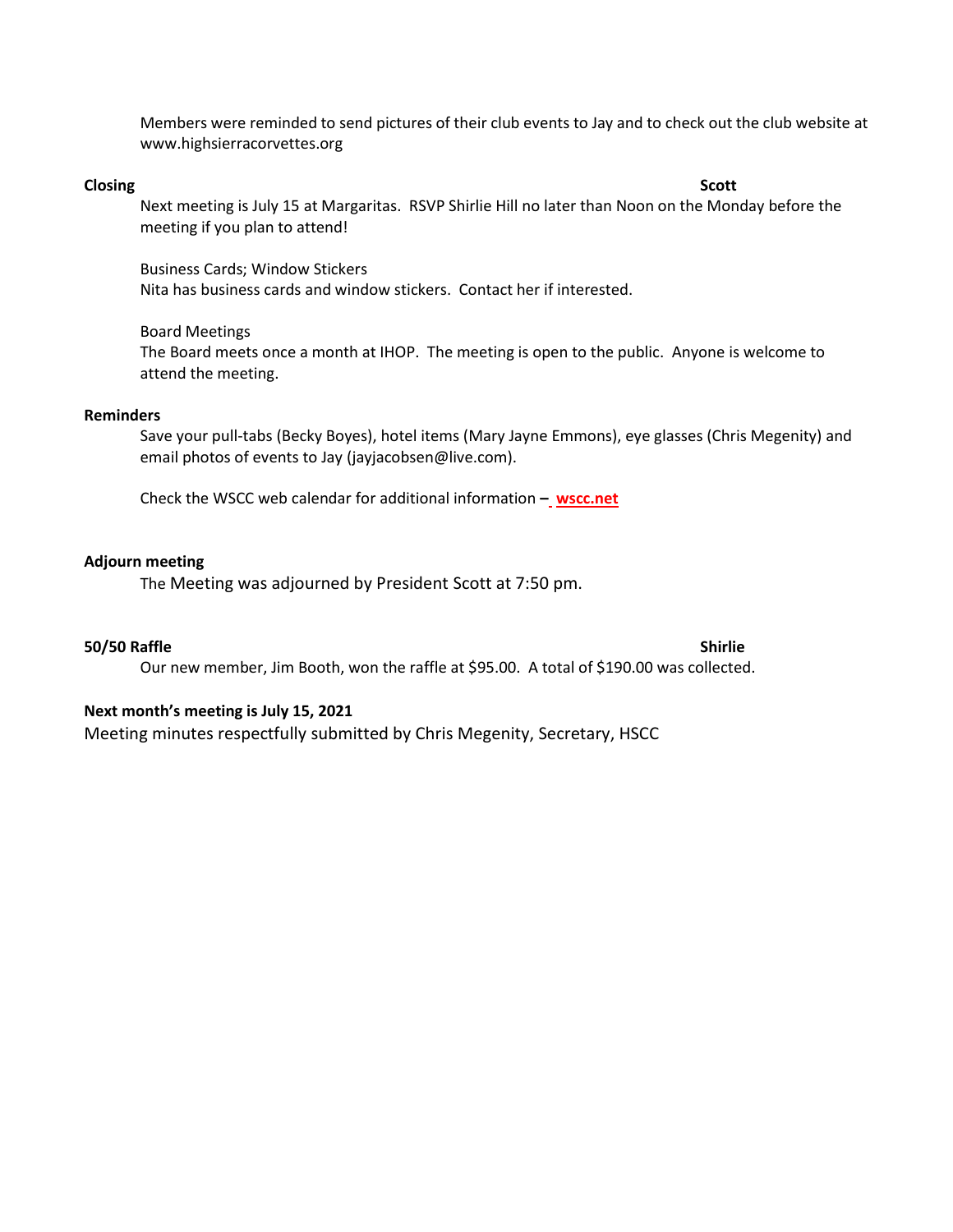Members were reminded to send pictures of their club events to Jay and to check out the club website at www.highsierracorvettes.org

**Closing** **Scott**

Next meeting is July 15 at Margaritas. RSVP Shirlie Hill no later than Noon on the Monday before the meeting if you plan to attend!

Business Cards; Window Stickers
Nita has business cards and window stickers. Contact her if interested.

Board Meetings
The Board meets once a month at IHOP. The meeting is open to the public. Anyone is welcome to attend the meeting.

**Reminders**

Save your pull-tabs (Becky Boyes), hotel items (Mary Jayne Emmons), eye glasses (Chris Megenity) and email photos of events to Jay (jayjacobsen@live.com).

Check the WSCC web calendar for additional information – **wscc.net**

**Adjourn meeting**

The Meeting was adjourned by President Scott at 7:50 pm.

**50/50 Raffle** **Shirlie**

Our new member, Jim Booth, won the raffle at $95.00. A total of $190.00 was collected.

**Next month's meeting is July 15, 2021**

Meeting minutes respectfully submitted by Chris Megenity, Secretary, HSCC